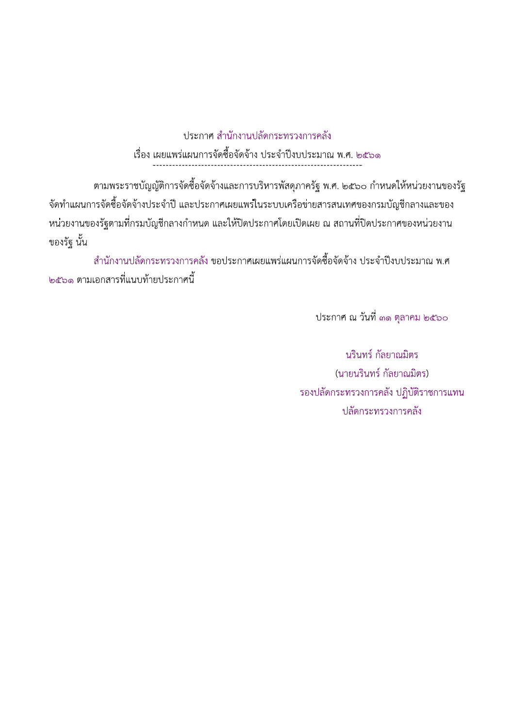ประกาศ สำนักงานปลัดกระทรวงการคลัง

เรื่อง เผยแพร่แผนการจัดซื้อจัดจ้าง ประจำปีงบประมาณ พ.ศ. ๒๕๖๑

---

ตามพระราชบัญญัติการจัดซื้อจัดจ้างและการบริหารพัสดุภาครัฐ พ.ศ. ๒๕๖๐ กำหนดให้หน่วยงานของรัฐจัดทำแผนการจัดซื้อจัดจ้างประจำปี และประกาศเผยแพร่ในระบบเครือข่ายสารสนเทศของกรมบัญชีกลางและของหน่วยงานของรัฐตามที่กรมบัญชีกลางกำหนด และให้ปิดประกาศโดยเปิดเผย ณ สถานที่ปิดประกาศของหน่วยงานของรัฐ นั้น

สำนักงานปลัดกระทรวงการคลัง ขอประกาศเผยแพร่แผนการจัดซื้อจัดจ้าง ประจำปีงบประมาณ พ.ศ ๒๕๖๑ ตามเอกสารที่แนบท้ายประกาศนี้

ประกาศ ณ วันที่ ๓๑ ตุลาคม ๒๕๖๐

นรินทร์ กัลยาณมิตร

(นายนรินทร์ กัลยาณมิตร)

รองปลัดกระทรวงการคลัง ปฏิบัติราชการแทน

ปลัดกระทรวงการคลัง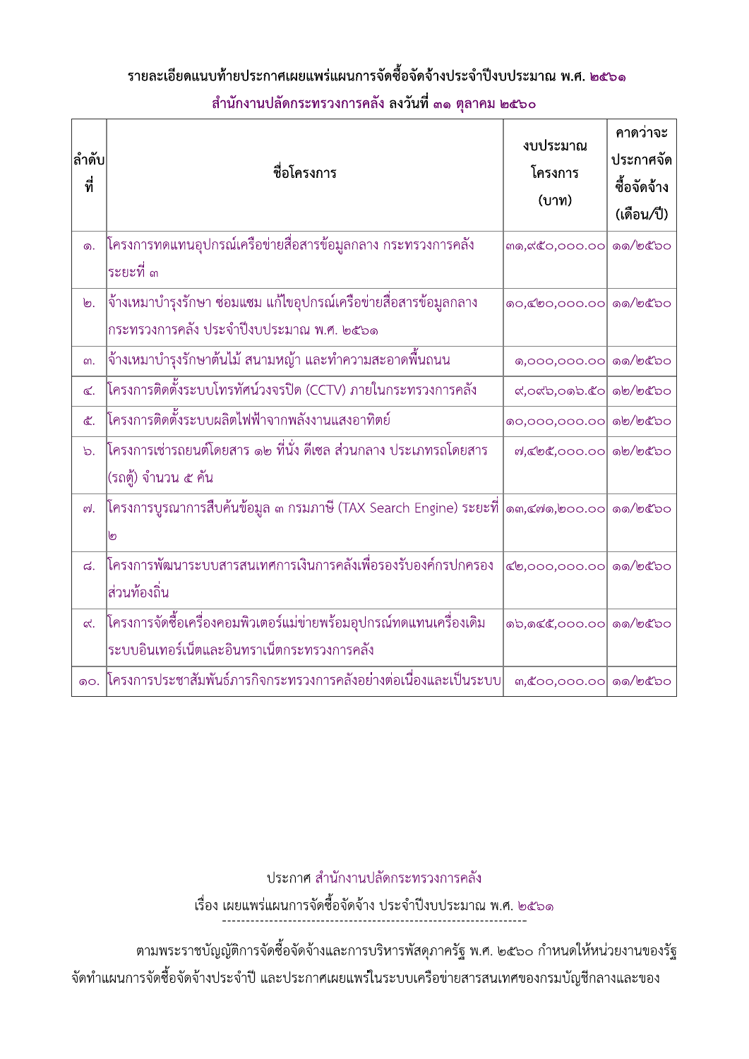**รายละเอียดแนบท้ายประกาศเผยแพร่แผนการจัดซื้อจัดจ้างประจำปีงบประมาณ พ.ศ. ๒๕๖๑**

**สำนักงานปลัดกระทรวงการคลัง ลงวันที่ ๓๑ ตุลาคม ๒๕๖๐**

| ลำดับที่ | ชื่อโครงการ | งบประมาณโครงการ (บาท) | คาดว่าจะประกาศจัดซื้อจัดจ้าง (เดือน/ปี) |
|---|---|---|---|
| ๑. | โครงการทดแทนอุปกรณ์เครือข่ายสื่อสารข้อมูลกลาง กระทรวงการคลัง ระยะที่ ๓ | ๓๑,๙๕๐,๐๐๐.๐๐ | ๑๑/๒๕๖๐ |
| ๒. | จ้างเหมาบำรุงรักษา ซ่อมแซม แก้ไขอุปกรณ์เครือข่ายสื่อสารข้อมูลกลาง กระทรวงการคลัง ประจำปีงบประมาณ พ.ศ. ๒๕๖๑ | ๑๐,๔๒๐,๐๐๐.๐๐ | ๑๑/๒๕๖๐ |
| ๓. | จ้างเหมาบำรุงรักษาต้นไม้ สนามหญ้า และทำความสะอาดพื้นถนน | ๑,๐๐๐,๐๐๐.๐๐ | ๑๑/๒๕๖๐ |
| ๔. | โครงการติดตั้งระบบโทรทัศน์วงจรปิด (CCTV) ภายในกระทรวงการคลัง | ๙,๐๙๖,๐๑๖.๕๐ | ๑๒/๒๕๖๐ |
| ๕. | โครงการติดตั้งระบบผลิตไฟฟ้าจากพลังงานแสงอาทิตย์ | ๑๐,๐๐๐,๐๐๐.๐๐ | ๑๒/๒๕๖๐ |
| ๖. | โครงการเช่ารถยนต์โดยสาร ๑๒ ที่นั่ง ดีเซล ส่วนกลาง ประเภทรถโดยสาร (รถตู้) จำนวน ๕ คัน | ๗,๔๒๕,๐๐๐.๐๐ | ๑๒/๒๕๖๐ |
| ๗. | โครงการบูรณาการสืบค้นข้อมูล ๓ กรมภาษี (TAX Search Engine) ระยะที่ ๒ | ๑๓,๔๗๑,๒๐๐.๐๐ | ๑๑/๒๕๖๐ |
| ๘. | โครงการพัฒนาระบบสารสนเทศการเงินการคลังเพื่อรองรับองค์กรปกครองส่วนท้องถิ่น | ๔๒,๐๐๐,๐๐๐.๐๐ | ๑๑/๒๕๖๐ |
| ๙. | โครงการจัดซื้อเครื่องคอมพิวเตอร์แม่ข่ายพร้อมอุปกรณ์ทดแทนเครื่องเดิม ระบบอินเทอร์เน็ตและอินทราเน็ตกระทรวงการคลัง | ๑๖,๑๔๕,๐๐๐.๐๐ | ๑๑/๒๕๖๐ |
| ๑๐. | โครงการประชาสัมพันธ์ภารกิจกระทรวงการคลังอย่างต่อเนื่องและเป็นระบบ | ๓,๕๐๐,๐๐๐.๐๐ | ๑๑/๒๕๖๐ |

ประกาศ สำนักงานปลัดกระทรวงการคลัง

เรื่อง เผยแพร่แผนการจัดซื้อจัดจ้าง ประจำปีงบประมาณ พ.ศ. ๒๕๖๑

---

ตามพระราชบัญญัติการจัดซื้อจัดจ้างและการบริหารพัสดุภาครัฐ พ.ศ. ๒๕๖๐ กำหนดให้หน่วยงานของรัฐจัดทำแผนการจัดซื้อจัดจ้างประจำปี และประกาศเผยแพร่ในระบบเครือข่ายสารสนเทศของกรมบัญชีกลางและของ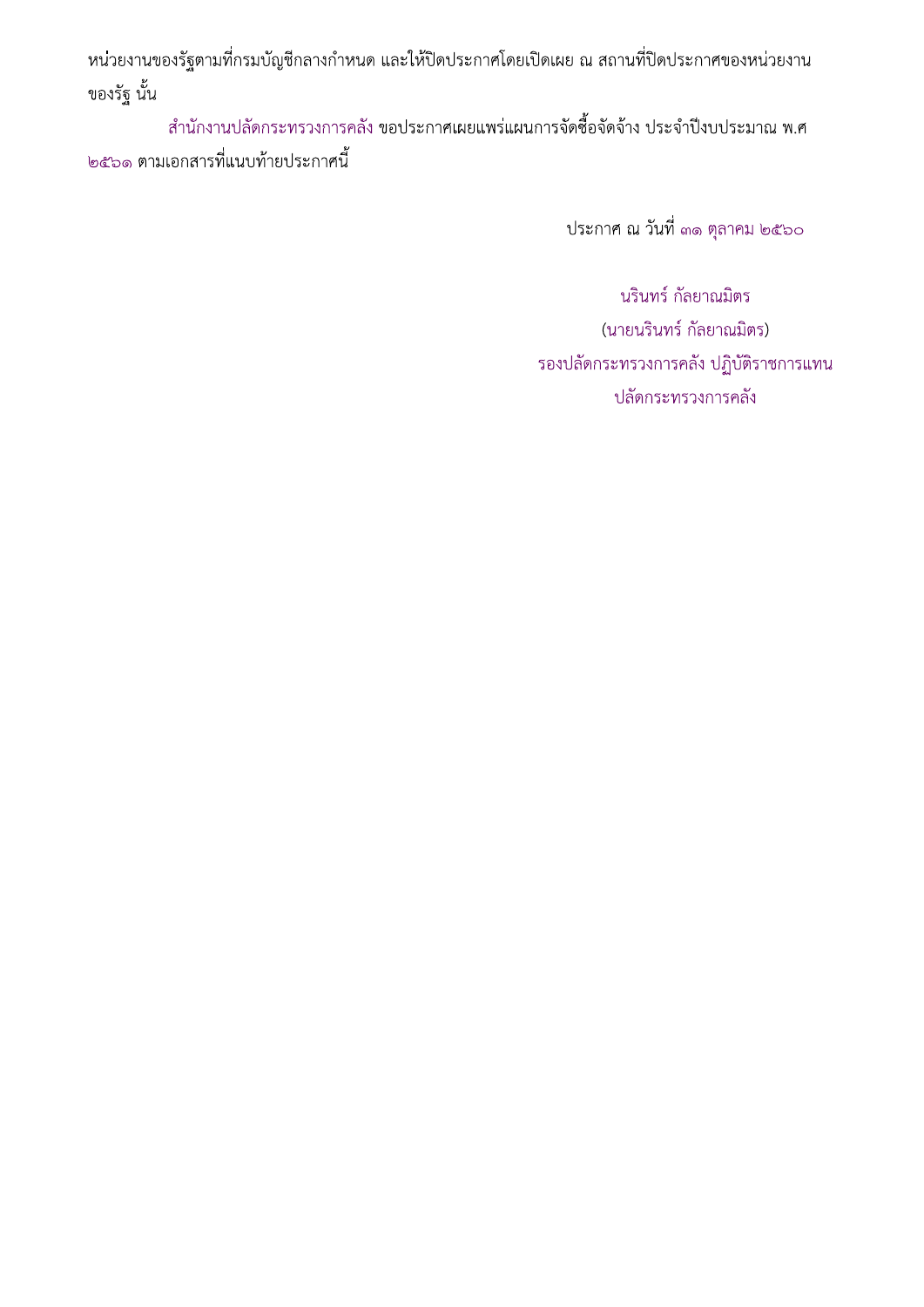หน่วยงานของรัฐตามที่กรมบัญชีกลางกำหนด และให้ปิดประกาศโดยเปิดเผย ณ สถานที่ปิดประกาศของหน่วยงานของรัฐ นั้น

สำนักงานปลัดกระทรวงการคลัง ขอประกาศเผยแพร่แผนการจัดซื้อจัดจ้าง ประจำปีงบประมาณ พ.ศ ๒๕๖๑ ตามเอกสารที่แนบท้ายประกาศนี้

ประกาศ ณ วันที่ ๓๑ ตุลาคม ๒๕๖๐

นรินทร์ กัลยาณมิตร

(นายนรินทร์ กัลยาณมิตร)

รองปลัดกระทรวงการคลัง ปฏิบัติราชการแทน

ปลัดกระทรวงการคลัง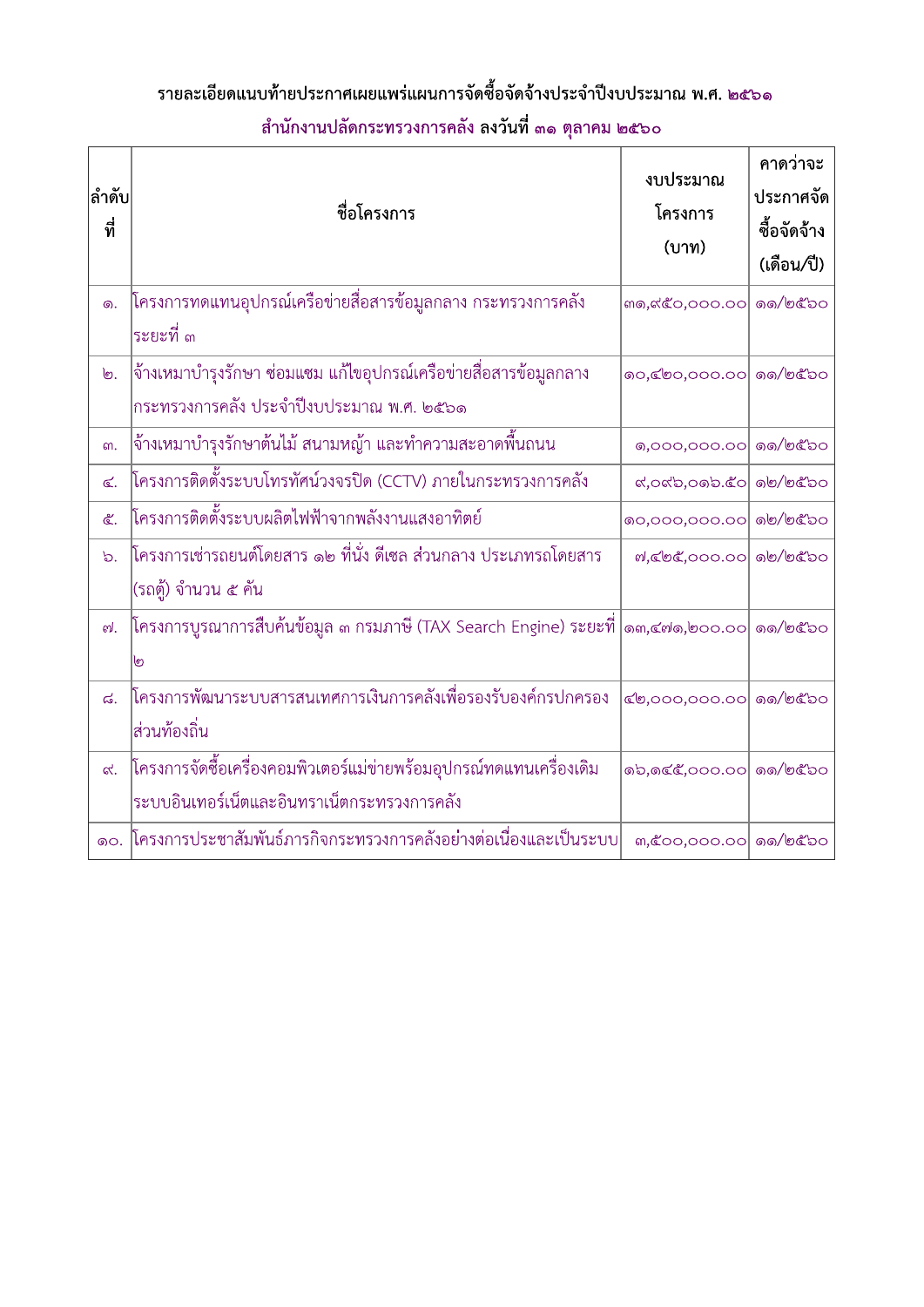**รายละเอียดแนบท้ายประกาศเผยแพร่แผนการจัดซื้อจัดจ้างประจำปีงบประมาณ พ.ศ. ๒๕๖๑**

**สำนักงานปลัดกระทรวงการคลัง ลงวันที่ ๓๑ ตุลาคม ๒๕๖๐**

| ลำดับที่ | ชื่อโครงการ | งบประมาณโครงการ (บาท) | คาดว่าจะประกาศจัดซื้อจัดจ้าง (เดือน/ปี) |
|---|---|---|---|
| ๑. | โครงการทดแทนอุปกรณ์เครือข่ายสื่อสารข้อมูลกลาง กระทรวงการคลัง ระยะที่ ๓ | ๓๑,๙๕๐,๐๐๐.๐๐ | ๑๑/๒๕๖๐ |
| ๒. | จ้างเหมาบำรุงรักษา ซ่อมแซม แก้ไขอุปกรณ์เครือข่ายสื่อสารข้อมูลกลาง กระทรวงการคลัง ประจำปีงบประมาณ พ.ศ. ๒๕๖๑ | ๑๐,๔๒๐,๐๐๐.๐๐ | ๑๑/๒๕๖๐ |
| ๓. | จ้างเหมาบำรุงรักษาต้นไม้ สนามหญ้า และทำความสะอาดพื้นถนน | ๑,๐๐๐,๐๐๐.๐๐ | ๑๑/๒๕๖๐ |
| ๔. | โครงการติดตั้งระบบโทรทัศน์วงจรปิด (CCTV) ภายในกระทรวงการคลัง | ๙,๐๙๖,๐๑๖.๕๐ | ๑๒/๒๕๖๐ |
| ๕. | โครงการติดตั้งระบบผลิตไฟฟ้าจากพลังงานแสงอาทิตย์ | ๑๐,๐๐๐,๐๐๐.๐๐ | ๑๒/๒๕๖๐ |
| ๖. | โครงการเช่ารถยนต์โดยสาร ๑๒ ที่นั่ง ดีเซล ส่วนกลาง ประเภทรถโดยสาร (รถตู้) จำนวน ๕ คัน | ๗,๔๒๕,๐๐๐.๐๐ | ๑๒/๒๕๖๐ |
| ๗. | โครงการบูรณาการสืบค้นข้อมูล ๓ กรมภาษี (TAX Search Engine) ระยะที่ ๒ | ๑๓,๔๗๑,๒๐๐.๐๐ | ๑๑/๒๕๖๐ |
| ๘. | โครงการพัฒนาระบบสารสนเทศการเงินการคลังเพื่อรองรับองค์กรปกครองส่วนท้องถิ่น | ๔๒,๐๐๐,๐๐๐.๐๐ | ๑๑/๒๕๖๐ |
| ๙. | โครงการจัดซื้อเครื่องคอมพิวเตอร์แม่ข่ายพร้อมอุปกรณ์ทดแทนเครื่องเดิม ระบบอินเทอร์เน็ตและอินทราเน็ตกระทรวงการคลัง | ๑๖,๑๔๕,๐๐๐.๐๐ | ๑๑/๒๕๖๐ |
| ๑๐. | โครงการประชาสัมพันธ์ภารกิจกระทรวงการคลังอย่างต่อเนื่องและเป็นระบบ | ๓,๕๐๐,๐๐๐.๐๐ | ๑๑/๒๕๖๐ |